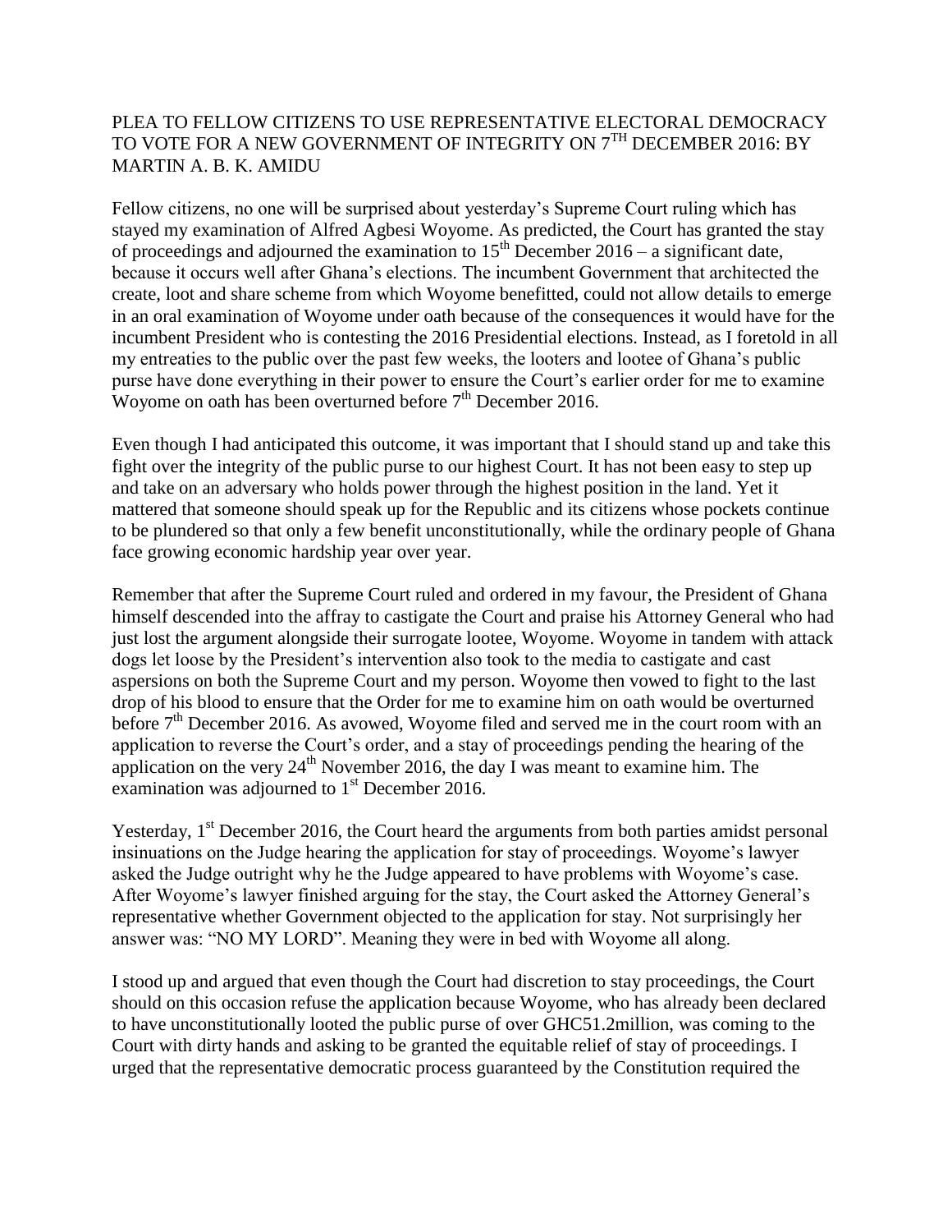# PLEA TO FELLOW CITIZENS TO USE REPRESENTATIVE ELECTORAL DEMOCRACY TO VOTE FOR A NEW GOVERNMENT OF INTEGRITY ON 7TH DECEMBER 2016: BY MARTIN A. B. K. AMIDU

Fellow citizens, no one will be surprised about yesterday's Supreme Court ruling which has stayed my examination of Alfred Agbesi Woyome. As predicted, the Court has granted the stay of proceedings and adjourned the examination to 15th December 2016 – a significant date, because it occurs well after Ghana's elections. The incumbent Government that architected the create, loot and share scheme from which Woyome benefitted, could not allow details to emerge in an oral examination of Woyome under oath because of the consequences it would have for the incumbent President who is contesting the 2016 Presidential elections. Instead, as I foretold in all my entreaties to the public over the past few weeks, the looters and lootee of Ghana's public purse have done everything in their power to ensure the Court's earlier order for me to examine Woyome on oath has been overturned before 7th December 2016.

Even though I had anticipated this outcome, it was important that I should stand up and take this fight over the integrity of the public purse to our highest Court. It has not been easy to step up and take on an adversary who holds power through the highest position in the land. Yet it mattered that someone should speak up for the Republic and its citizens whose pockets continue to be plundered so that only a few benefit unconstitutionally, while the ordinary people of Ghana face growing economic hardship year over year.

Remember that after the Supreme Court ruled and ordered in my favour, the President of Ghana himself descended into the affray to castigate the Court and praise his Attorney General who had just lost the argument alongside their surrogate lootee, Woyome. Woyome in tandem with attack dogs let loose by the President's intervention also took to the media to castigate and cast aspersions on both the Supreme Court and my person. Woyome then vowed to fight to the last drop of his blood to ensure that the Order for me to examine him on oath would be overturned before 7th December 2016. As avowed, Woyome filed and served me in the court room with an application to reverse the Court's order, and a stay of proceedings pending the hearing of the application on the very 24th November 2016, the day I was meant to examine him. The examination was adjourned to 1st December 2016.

Yesterday, 1st December 2016, the Court heard the arguments from both parties amidst personal insinuations on the Judge hearing the application for stay of proceedings. Woyome's lawyer asked the Judge outright why he the Judge appeared to have problems with Woyome's case. After Woyome's lawyer finished arguing for the stay, the Court asked the Attorney General's representative whether Government objected to the application for stay. Not surprisingly her answer was: "NO MY LORD". Meaning they were in bed with Woyome all along.

I stood up and argued that even though the Court had discretion to stay proceedings, the Court should on this occasion refuse the application because Woyome, who has already been declared to have unconstitutionally looted the public purse of over GHC51.2million, was coming to the Court with dirty hands and asking to be granted the equitable relief of stay of proceedings. I urged that the representative democratic process guaranteed by the Constitution required the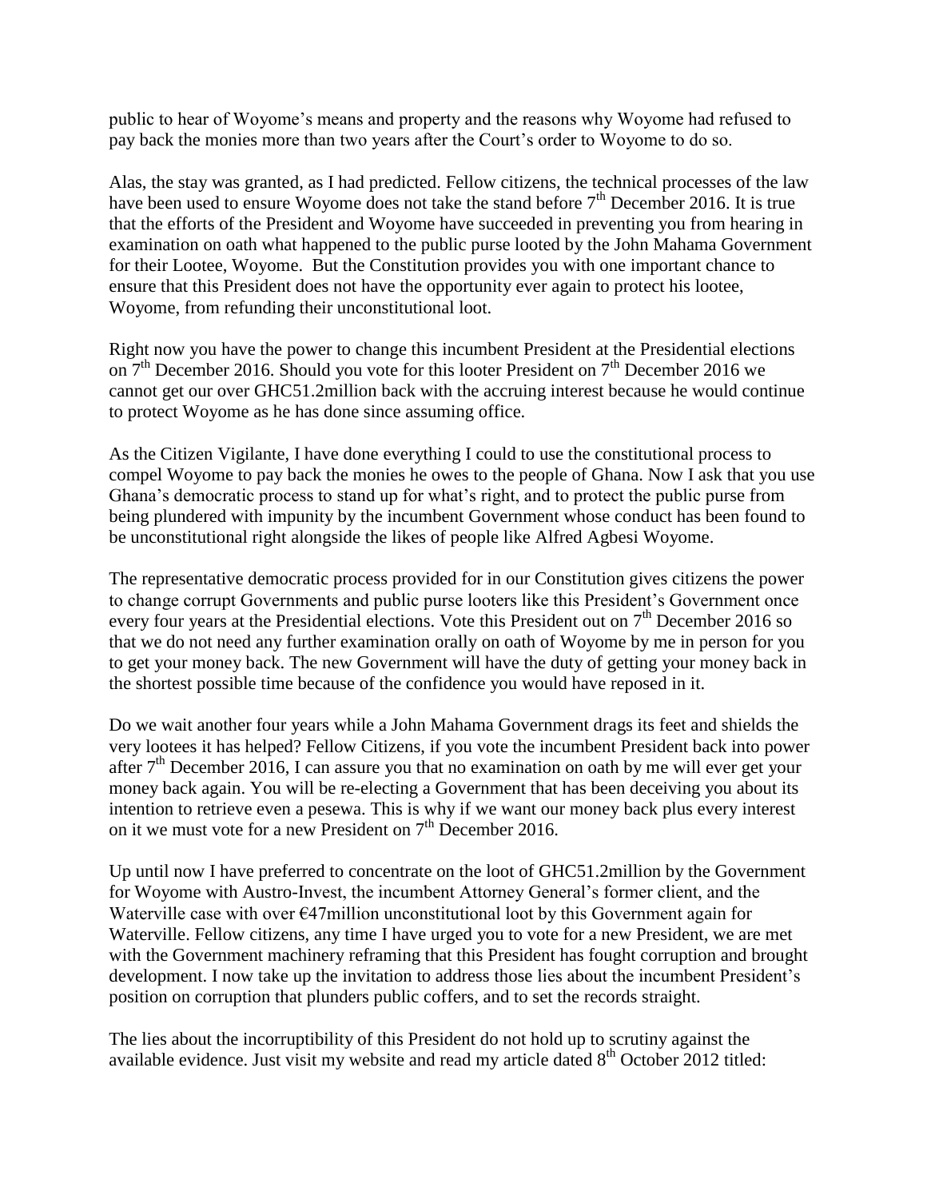public to hear of Woyome's means and property and the reasons why Woyome had refused to pay back the monies more than two years after the Court's order to Woyome to do so.

Alas, the stay was granted, as I had predicted. Fellow citizens, the technical processes of the law have been used to ensure Woyome does not take the stand before 7th December 2016. It is true that the efforts of the President and Woyome have succeeded in preventing you from hearing in examination on oath what happened to the public purse looted by the John Mahama Government for their Lootee, Woyome. But the Constitution provides you with one important chance to ensure that this President does not have the opportunity ever again to protect his lootee, Woyome, from refunding their unconstitutional loot.

Right now you have the power to change this incumbent President at the Presidential elections on 7th December 2016. Should you vote for this looter President on 7th December 2016 we cannot get our over GHC51.2million back with the accruing interest because he would continue to protect Woyome as he has done since assuming office.

As the Citizen Vigilante, I have done everything I could to use the constitutional process to compel Woyome to pay back the monies he owes to the people of Ghana. Now I ask that you use Ghana's democratic process to stand up for what's right, and to protect the public purse from being plundered with impunity by the incumbent Government whose conduct has been found to be unconstitutional right alongside the likes of people like Alfred Agbesi Woyome.

The representative democratic process provided for in our Constitution gives citizens the power to change corrupt Governments and public purse looters like this President's Government once every four years at the Presidential elections. Vote this President out on 7th December 2016 so that we do not need any further examination orally on oath of Woyome by me in person for you to get your money back. The new Government will have the duty of getting your money back in the shortest possible time because of the confidence you would have reposed in it.

Do we wait another four years while a John Mahama Government drags its feet and shields the very lootees it has helped? Fellow Citizens, if you vote the incumbent President back into power after 7th December 2016, I can assure you that no examination on oath by me will ever get your money back again. You will be re-electing a Government that has been deceiving you about its intention to retrieve even a pesewa. This is why if we want our money back plus every interest on it we must vote for a new President on 7th December 2016.

Up until now I have preferred to concentrate on the loot of GHC51.2million by the Government for Woyome with Austro-Invest, the incumbent Attorney General's former client, and the Waterville case with over €47million unconstitutional loot by this Government again for Waterville. Fellow citizens, any time I have urged you to vote for a new President, we are met with the Government machinery reframing that this President has fought corruption and brought development. I now take up the invitation to address those lies about the incumbent President's position on corruption that plunders public coffers, and to set the records straight.

The lies about the incorruptibility of this President do not hold up to scrutiny against the available evidence. Just visit my website and read my article dated 8th October 2012 titled: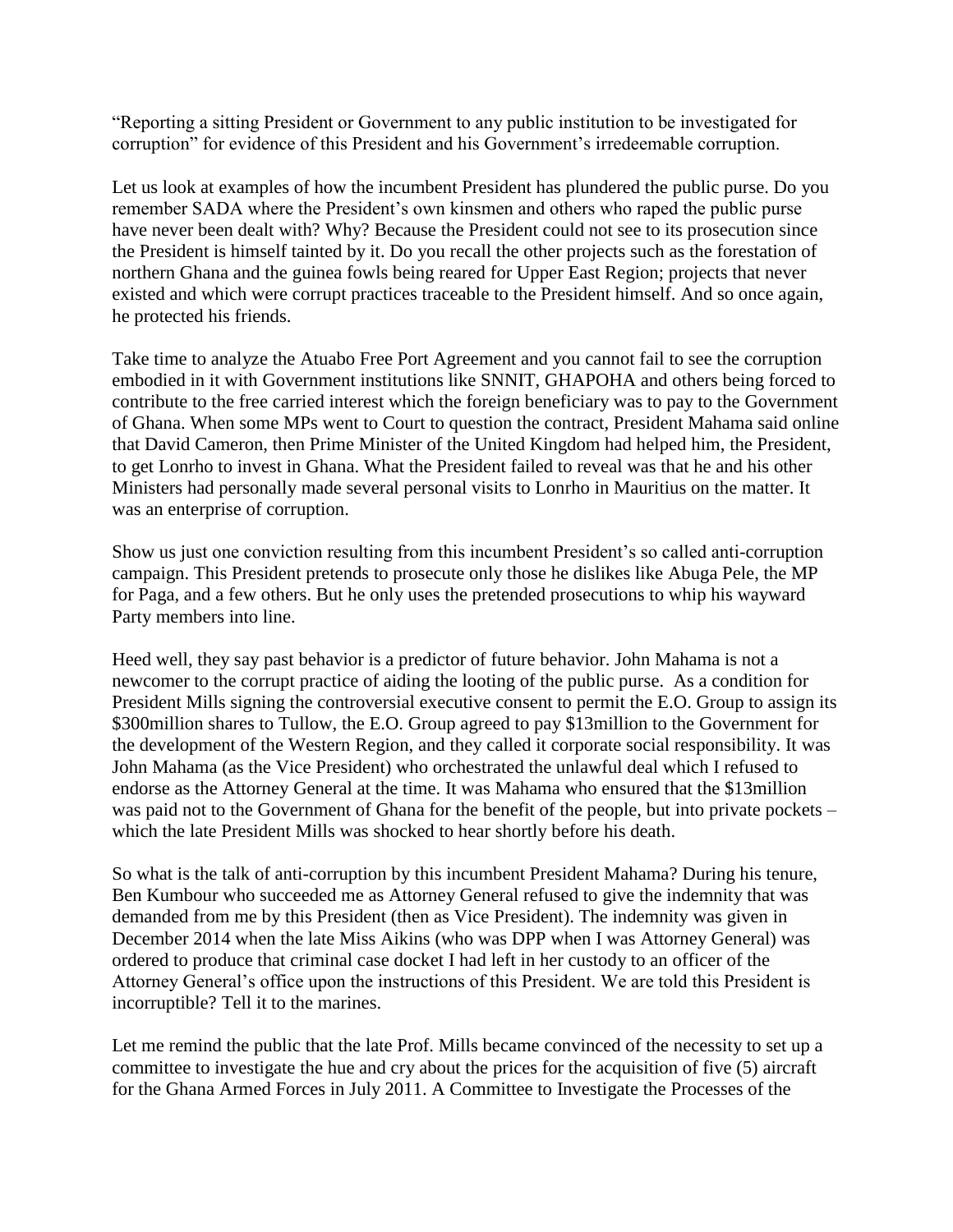"Reporting a sitting President or Government to any public institution to be investigated for corruption" for evidence of this President and his Government's irredeemable corruption.

Let us look at examples of how the incumbent President has plundered the public purse. Do you remember SADA where the President's own kinsmen and others who raped the public purse have never been dealt with? Why? Because the President could not see to its prosecution since the President is himself tainted by it. Do you recall the other projects such as the forestation of northern Ghana and the guinea fowls being reared for Upper East Region; projects that never existed and which were corrupt practices traceable to the President himself. And so once again, he protected his friends.

Take time to analyze the Atuabo Free Port Agreement and you cannot fail to see the corruption embodied in it with Government institutions like SNNIT, GHAPOHA and others being forced to contribute to the free carried interest which the foreign beneficiary was to pay to the Government of Ghana. When some MPs went to Court to question the contract, President Mahama said online that David Cameron, then Prime Minister of the United Kingdom had helped him, the President, to get Lonrho to invest in Ghana. What the President failed to reveal was that he and his other Ministers had personally made several personal visits to Lonrho in Mauritius on the matter. It was an enterprise of corruption.

Show us just one conviction resulting from this incumbent President's so called anti-corruption campaign. This President pretends to prosecute only those he dislikes like Abuga Pele, the MP for Paga, and a few others. But he only uses the pretended prosecutions to whip his wayward Party members into line.

Heed well, they say past behavior is a predictor of future behavior. John Mahama is not a newcomer to the corrupt practice of aiding the looting of the public purse. As a condition for President Mills signing the controversial executive consent to permit the E.O. Group to assign its $300million shares to Tullow, the E.O. Group agreed to pay $13million to the Government for the development of the Western Region, and they called it corporate social responsibility. It was John Mahama (as the Vice President) who orchestrated the unlawful deal which I refused to endorse as the Attorney General at the time. It was Mahama who ensured that the $13million was paid not to the Government of Ghana for the benefit of the people, but into private pockets – which the late President Mills was shocked to hear shortly before his death.

So what is the talk of anti-corruption by this incumbent President Mahama? During his tenure, Ben Kumbour who succeeded me as Attorney General refused to give the indemnity that was demanded from me by this President (then as Vice President). The indemnity was given in December 2014 when the late Miss Aikins (who was DPP when I was Attorney General) was ordered to produce that criminal case docket I had left in her custody to an officer of the Attorney General's office upon the instructions of this President. We are told this President is incorruptible? Tell it to the marines.

Let me remind the public that the late Prof. Mills became convinced of the necessity to set up a committee to investigate the hue and cry about the prices for the acquisition of five (5) aircraft for the Ghana Armed Forces in July 2011. A Committee to Investigate the Processes of the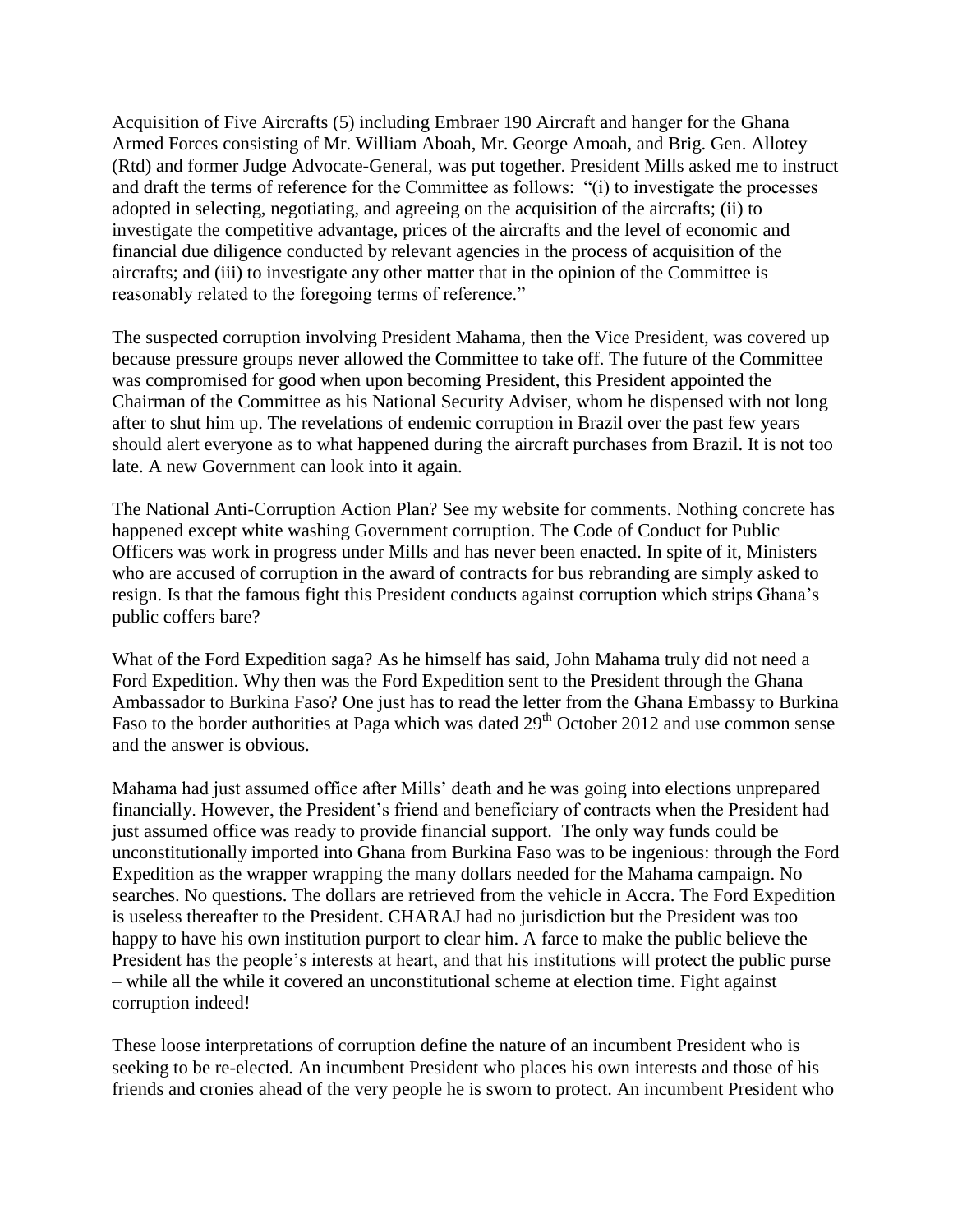Acquisition of Five Aircrafts (5) including Embraer 190 Aircraft and hanger for the Ghana Armed Forces consisting of Mr. William Aboah, Mr. George Amoah, and Brig. Gen. Allotey (Rtd) and former Judge Advocate-General, was put together. President Mills asked me to instruct and draft the terms of reference for the Committee as follows: "(i) to investigate the processes adopted in selecting, negotiating, and agreeing on the acquisition of the aircrafts; (ii) to investigate the competitive advantage, prices of the aircrafts and the level of economic and financial due diligence conducted by relevant agencies in the process of acquisition of the aircrafts; and (iii) to investigate any other matter that in the opinion of the Committee is reasonably related to the foregoing terms of reference."

The suspected corruption involving President Mahama, then the Vice President, was covered up because pressure groups never allowed the Committee to take off. The future of the Committee was compromised for good when upon becoming President, this President appointed the Chairman of the Committee as his National Security Adviser, whom he dispensed with not long after to shut him up. The revelations of endemic corruption in Brazil over the past few years should alert everyone as to what happened during the aircraft purchases from Brazil. It is not too late. A new Government can look into it again.

The National Anti-Corruption Action Plan? See my website for comments. Nothing concrete has happened except white washing Government corruption. The Code of Conduct for Public Officers was work in progress under Mills and has never been enacted. In spite of it, Ministers who are accused of corruption in the award of contracts for bus rebranding are simply asked to resign. Is that the famous fight this President conducts against corruption which strips Ghana's public coffers bare?

What of the Ford Expedition saga? As he himself has said, John Mahama truly did not need a Ford Expedition. Why then was the Ford Expedition sent to the President through the Ghana Ambassador to Burkina Faso? One just has to read the letter from the Ghana Embassy to Burkina Faso to the border authorities at Paga which was dated 29th October 2012 and use common sense and the answer is obvious.

Mahama had just assumed office after Mills' death and he was going into elections unprepared financially. However, the President's friend and beneficiary of contracts when the President had just assumed office was ready to provide financial support. The only way funds could be unconstitutionally imported into Ghana from Burkina Faso was to be ingenious: through the Ford Expedition as the wrapper wrapping the many dollars needed for the Mahama campaign. No searches. No questions. The dollars are retrieved from the vehicle in Accra. The Ford Expedition is useless thereafter to the President. CHARAJ had no jurisdiction but the President was too happy to have his own institution purport to clear him. A farce to make the public believe the President has the people's interests at heart, and that his institutions will protect the public purse – while all the while it covered an unconstitutional scheme at election time. Fight against corruption indeed!

These loose interpretations of corruption define the nature of an incumbent President who is seeking to be re-elected. An incumbent President who places his own interests and those of his friends and cronies ahead of the very people he is sworn to protect. An incumbent President who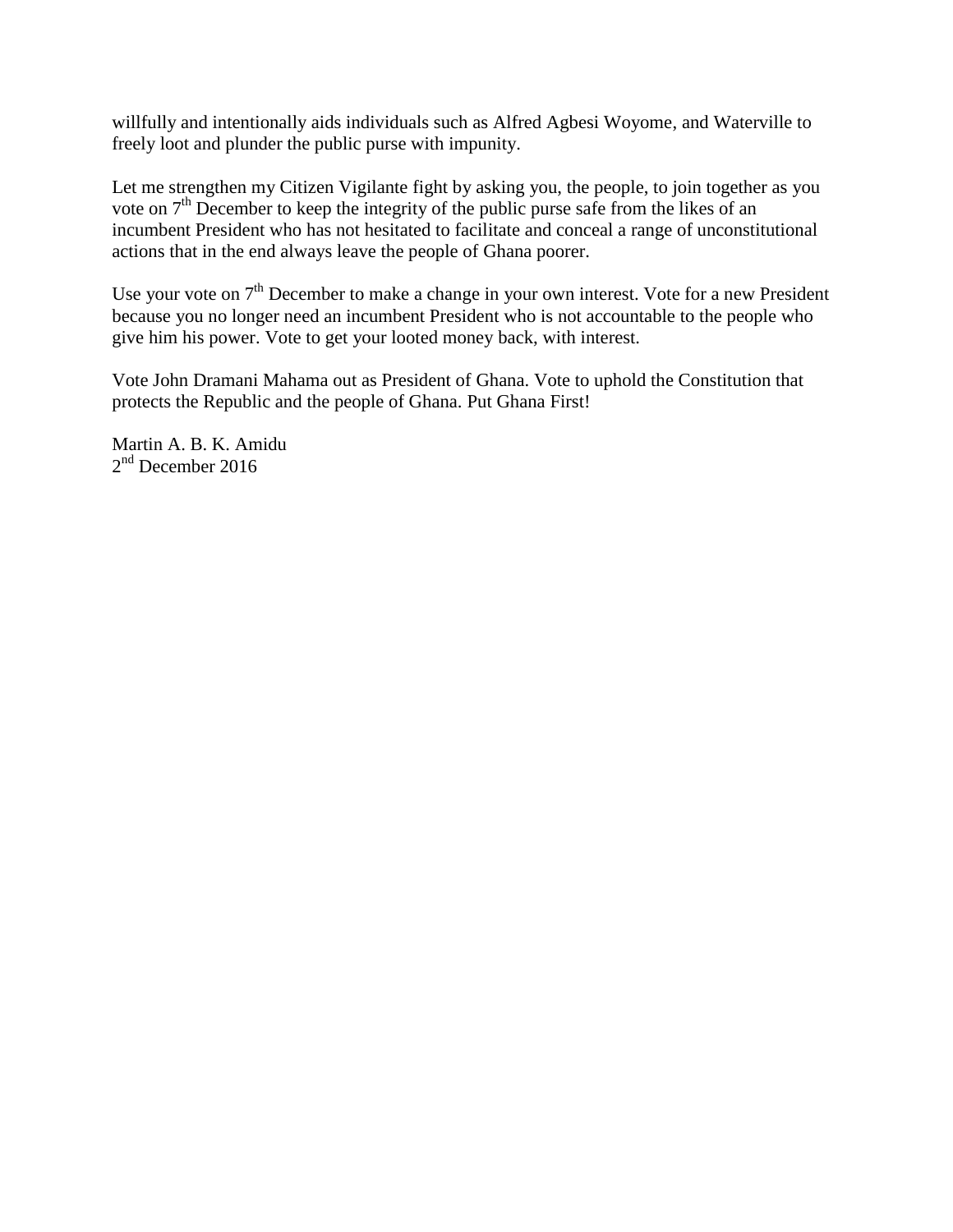willfully and intentionally aids individuals such as Alfred Agbesi Woyome, and Waterville to freely loot and plunder the public purse with impunity.

Let me strengthen my Citizen Vigilante fight by asking you, the people, to join together as you vote on 7th December to keep the integrity of the public purse safe from the likes of an incumbent President who has not hesitated to facilitate and conceal a range of unconstitutional actions that in the end always leave the people of Ghana poorer.

Use your vote on 7th December to make a change in your own interest. Vote for a new President because you no longer need an incumbent President who is not accountable to the people who give him his power. Vote to get your looted money back, with interest.

Vote John Dramani Mahama out as President of Ghana. Vote to uphold the Constitution that protects the Republic and the people of Ghana. Put Ghana First!

Martin A. B. K. Amidu
2nd December 2016